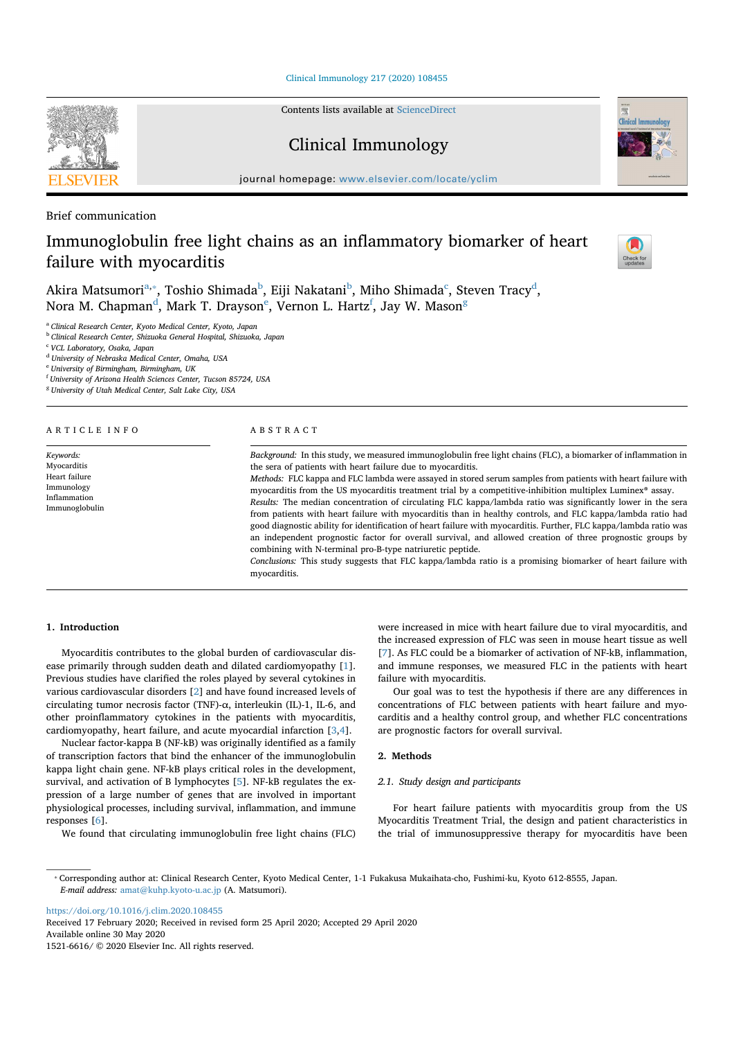Brief communication

# Immunoglobulin free light chains as an inflammatory biomarker of heart failure with myocarditis

Akira Matsumori[a,*], Toshio Shimada[b], Eiji Nakatani[b], Miho Shimada[c], Steven Tracy[d], Nora M. Chapman[d], Mark T. Drayson[e], Vernon L. Hartz[f], Jay W. Mason[g]

[a] Clinical Research Center, Kyoto Medical Center, Kyoto, Japan
[b] Clinical Research Center, Shizuoka General Hospital, Shizuoka, Japan
[c] VCL Laboratory, Osaka, Japan
[d] University of Nebraska Medical Center, Omaha, USA
[e] University of Birmingham, Birmingham, UK
[f] University of Arizona Health Sciences Center, Tucson 85724, USA
[g] University of Utah Medical Center, Salt Lake City, USA

## ARTICLE INFO

*Keywords:*
Myocarditis
Heart failure
Immunology
Inflammation
Immunoglobulin

## ABSTRACT

*Background:* In this study, we measured immunoglobulin free light chains (FLC), a biomarker of inflammation in the sera of patients with heart failure due to myocarditis.

*Methods:* FLC kappa and FLC lambda were assayed in stored serum samples from patients with heart failure with myocarditis from the US myocarditis treatment trial by a competitive-inhibition multiplex Luminex® assay.

*Results:* The median concentration of circulating FLC kappa/lambda ratio was significantly lower in the sera from patients with heart failure with myocarditis than in healthy controls, and FLC kappa/lambda ratio had good diagnostic ability for identification of heart failure with myocarditis. Further, FLC kappa/lambda ratio was an independent prognostic factor for overall survival, and allowed creation of three prognostic groups by combining with N-terminal pro-B-type natriuretic peptide.

*Conclusions:* This study suggests that FLC kappa/lambda ratio is a promising biomarker of heart failure with myocarditis.

## 1. Introduction

Myocarditis contributes to the global burden of cardiovascular disease primarily through sudden death and dilated cardiomyopathy [1]. Previous studies have clarified the roles played by several cytokines in various cardiovascular disorders [2] and have found increased levels of circulating tumor necrosis factor (TNF)-α, interleukin (IL)-1, IL-6, and other proinflammatory cytokines in the patients with myocarditis, cardiomyopathy, heart failure, and acute myocardial infarction [3,4].

Nuclear factor-kappa B (NF-kB) was originally identified as a family of transcription factors that bind the enhancer of the immunoglobulin kappa light chain gene. NF-kB plays critical roles in the development, survival, and activation of B lymphocytes [5]. NF-kB regulates the expression of a large number of genes that are involved in important physiological processes, including survival, inflammation, and immune responses [6].

We found that circulating immunoglobulin free light chains (FLC) were increased in mice with heart failure due to viral myocarditis, and the increased expression of FLC was seen in mouse heart tissue as well [7]. As FLC could be a biomarker of activation of NF-kB, inflammation, and immune responses, we measured FLC in the patients with heart failure with myocarditis.

Our goal was to test the hypothesis if there are any differences in concentrations of FLC between patients with heart failure and myocarditis and a healthy control group, and whether FLC concentrations are prognostic factors for overall survival.

## 2. Methods

### 2.1. Study design and participants

For heart failure patients with myocarditis group from the US Myocarditis Treatment Trial, the design and patient characteristics in the trial of immunosuppressive therapy for myocarditis have been

* Corresponding author at: Clinical Research Center, Kyoto Medical Center, 1-1 Fukakusa Mukaihata-cho, Fushimi-ku, Kyoto 612-8555, Japan.
*E-mail address:* amat@kuhp.kyoto-u.ac.jp (A. Matsumori).

https://doi.org/10.1016/j.clim.2020.108455
Received 17 February 2020; Received in revised form 25 April 2020; Accepted 29 April 2020
Available online 30 May 2020
1521-6616/ © 2020 Elsevier Inc. All rights reserved.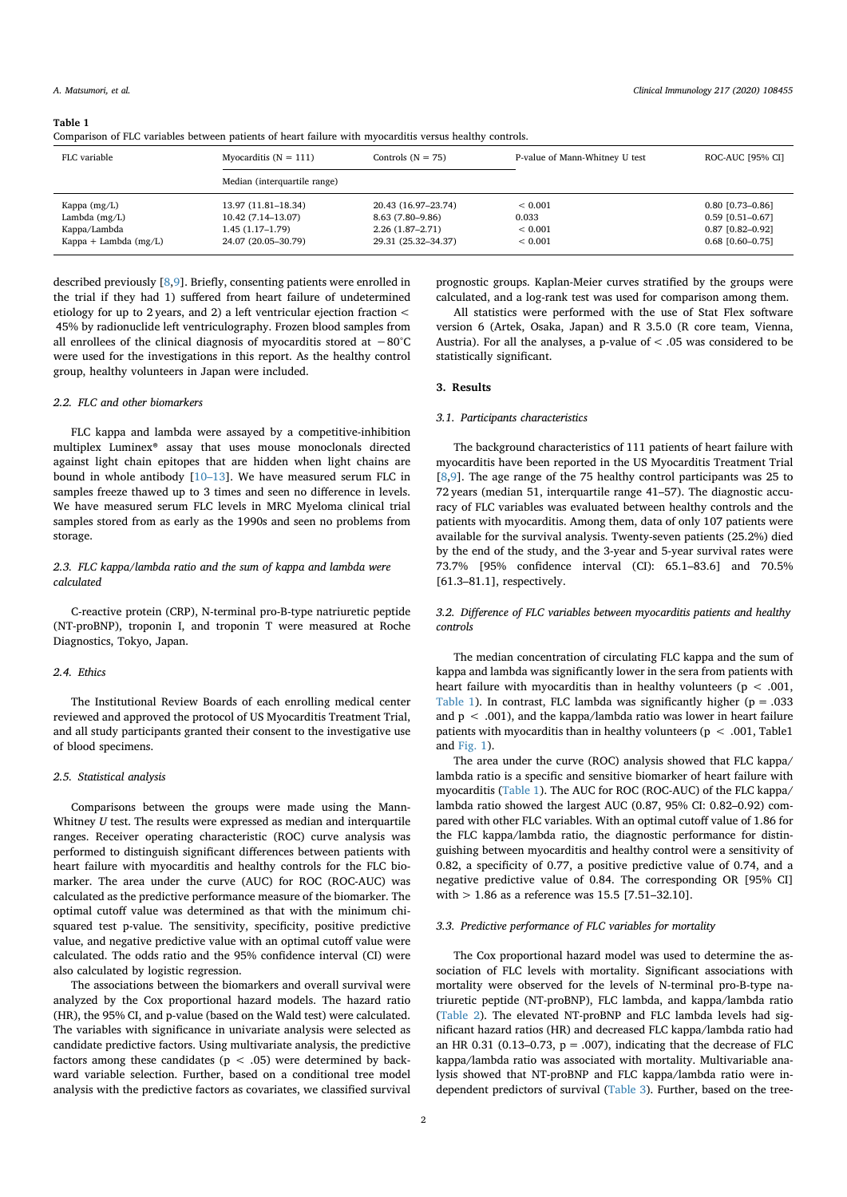**Table 1**
Comparison of FLC variables between patients of heart failure with myocarditis versus healthy controls.

| FLC variable | Myocarditis (N = 111) | Controls (N = 75) | P-value of Mann-Whitney U test | ROC-AUC [95% CI] |
|---|---|---|---|---|
| | Median (interquartile range) | | | |
| Kappa (mg/L) | 13.97 (11.81–18.34) | 20.43 (16.97–23.74) | < 0.001 | 0.80 [0.73–0.86] |
| Lambda (mg/L) | 10.42 (7.14–13.07) | 8.63 (7.80–9.86) | 0.033 | 0.59 [0.51–0.67] |
| Kappa/Lambda | 1.45 (1.17–1.79) | 2.26 (1.87–2.71) | < 0.001 | 0.87 [0.82–0.92] |
| Kappa + Lambda (mg/L) | 24.07 (20.05–30.79) | 29.31 (25.32–34.37) | < 0.001 | 0.68 [0.60–0.75] |

described previously [8,9]. Briefly, consenting patients were enrolled in the trial if they had 1) suffered from heart failure of undetermined etiology for up to 2 years, and 2) a left ventricular ejection fraction < 45% by radionuclide left ventriculography. Frozen blood samples from all enrollees of the clinical diagnosis of myocarditis stored at −80°C were used for the investigations in this report. As the healthy control group, healthy volunteers in Japan were included.

### 2.2. FLC and other biomarkers

FLC kappa and lambda were assayed by a competitive-inhibition multiplex Luminex® assay that uses mouse monoclonals directed against light chain epitopes that are hidden when light chains are bound in whole antibody [10–13]. We have measured serum FLC in samples freeze thawed up to 3 times and seen no difference in levels. We have measured serum FLC levels in MRC Myeloma clinical trial samples stored from as early as the 1990s and seen no problems from storage.

### 2.3. FLC kappa/lambda ratio and the sum of kappa and lambda were calculated

C-reactive protein (CRP), N-terminal pro-B-type natriuretic peptide (NT-proBNP), troponin I, and troponin T were measured at Roche Diagnostics, Tokyo, Japan.

### 2.4. Ethics

The Institutional Review Boards of each enrolling medical center reviewed and approved the protocol of US Myocarditis Treatment Trial, and all study participants granted their consent to the investigative use of blood specimens.

### 2.5. Statistical analysis

Comparisons between the groups were made using the Mann-Whitney *U* test. The results were expressed as median and interquartile ranges. Receiver operating characteristic (ROC) curve analysis was performed to distinguish significant differences between patients with heart failure with myocarditis and healthy controls for the FLC biomarker. The area under the curve (AUC) for ROC (ROC-AUC) was calculated as the predictive performance measure of the biomarker. The optimal cutoff value was determined as that with the minimum chi-squared test p-value. The sensitivity, specificity, positive predictive value, and negative predictive value with an optimal cutoff value were calculated. The odds ratio and the 95% confidence interval (CI) were also calculated by logistic regression.

The associations between the biomarkers and overall survival were analyzed by the Cox proportional hazard models. The hazard ratio (HR), the 95% CI, and p-value (based on the Wald test) were calculated. The variables with significance in univariate analysis were selected as candidate predictive factors. Using multivariate analysis, the predictive factors among these candidates ($p < .05$) were determined by backward variable selection. Further, based on a conditional tree model analysis with the predictive factors as covariates, we classified survival prognostic groups. Kaplan-Meier curves stratified by the groups were calculated, and a log-rank test was used for comparison among them.

All statistics were performed with the use of Stat Flex software version 6 (Artek, Osaka, Japan) and R 3.5.0 (R core team, Vienna, Austria). For all the analyses, a p-value of < .05 was considered to be statistically significant.

## 3. Results

### 3.1. Participants characteristics

The background characteristics of 111 patients of heart failure with myocarditis have been reported in the US Myocarditis Treatment Trial [8,9]. The age range of the 75 healthy control participants was 25 to 72 years (median 51, interquartile range 41–57). The diagnostic accuracy of FLC variables was evaluated between healthy controls and the patients with myocarditis. Among them, data of only 107 patients were available for the survival analysis. Twenty-seven patients (25.2%) died by the end of the study, and the 3-year and 5-year survival rates were 73.7% [95% confidence interval (CI): 65.1–83.6] and 70.5% [61.3–81.1], respectively.

### 3.2. Difference of FLC variables between myocarditis patients and healthy controls

The median concentration of circulating FLC kappa and the sum of kappa and lambda was significantly lower in the sera from patients with heart failure with myocarditis than in healthy volunteers ($p < .001$, Table 1). In contrast, FLC lambda was significantly higher ($p = .033$ and $p < .001$), and the kappa/lambda ratio was lower in heart failure patients with myocarditis than in healthy volunteers ($p < .001$, Table1 and Fig. 1).

The area under the curve (ROC) analysis showed that FLC kappa/lambda ratio is a specific and sensitive biomarker of heart failure with myocarditis (Table 1). The AUC for ROC (ROC-AUC) of the FLC kappa/lambda ratio showed the largest AUC (0.87, 95% CI: 0.82–0.92) compared with other FLC variables. With an optimal cutoff value of 1.86 for the FLC kappa/lambda ratio, the diagnostic performance for distinguishing between myocarditis and healthy control were a sensitivity of 0.82, a specificity of 0.77, a positive predictive value of 0.74, and a negative predictive value of 0.84. The corresponding OR [95% CI] with > 1.86 as a reference was 15.5 [7.51–32.10].

### 3.3. Predictive performance of FLC variables for mortality

The Cox proportional hazard model was used to determine the association of FLC levels with mortality. Significant associations with mortality were observed for the levels of N-terminal pro-B-type natriuretic peptide (NT-proBNP), FLC lambda, and kappa/lambda ratio (Table 2). The elevated NT-proBNP and FLC lambda levels had significant hazard ratios (HR) and decreased FLC kappa/lambda ratio had an HR 0.31 (0.13–0.73, $p = .007$), indicating that the decrease of FLC kappa/lambda ratio was associated with mortality. Multivariable analysis showed that NT-proBNP and FLC kappa/lambda ratio were independent predictors of survival (Table 3). Further, based on the tree-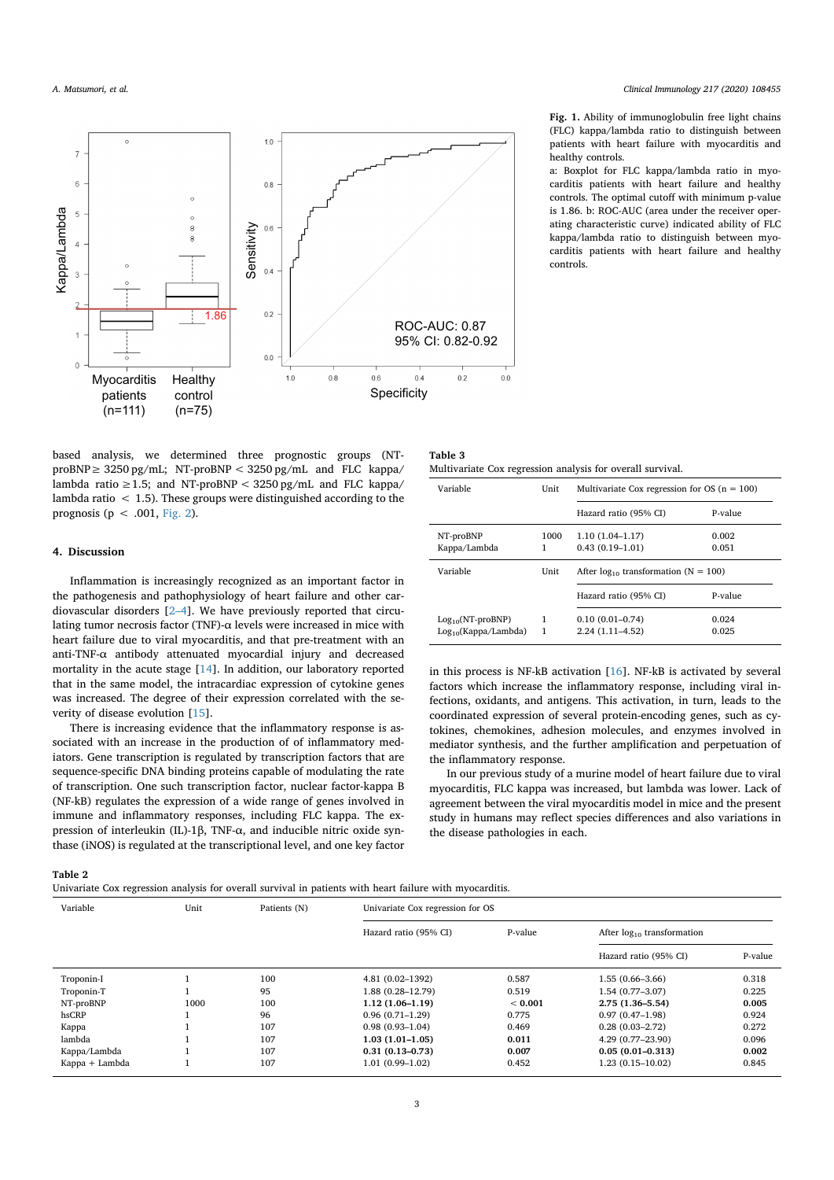**Fig. 1.** Ability of immunoglobulin free light chains (FLC) kappa/lambda ratio to distinguish between patients with heart failure with myocarditis and healthy controls.

a: Boxplot for FLC kappa/lambda ratio in myocarditis patients with heart failure and healthy controls. The optimal cutoff with minimum p-value is 1.86. b: ROC-AUC (area under the receiver operating characteristic curve) indicated ability of FLC kappa/lambda ratio to distinguish between myocarditis patients with heart failure and healthy controls.

based analysis, we determined three prognostic groups (NT-proBNP ≥ 3250 pg/mL; NT-proBNP < 3250 pg/mL and FLC kappa/lambda ratio ≥ 1.5; and NT-proBNP < 3250 pg/mL and FLC kappa/lambda ratio < 1.5). These groups were distinguished according to the prognosis ($p < .001$, Fig. 2).

## 4. Discussion

Inflammation is increasingly recognized as an important factor in the pathogenesis and pathophysiology of heart failure and other cardiovascular disorders [2–4]. We have previously reported that circulating tumor necrosis factor (TNF)-α levels were increased in mice with heart failure due to viral myocarditis, and that pre-treatment with an anti-TNF-α antibody attenuated myocardial injury and decreased mortality in the acute stage [14]. In addition, our laboratory reported that in the same model, the intracardiac expression of cytokine genes was increased. The degree of their expression correlated with the severity of disease evolution [15].

There is increasing evidence that the inflammatory response is associated with an increase in the production of of inflammatory mediators. Gene transcription is regulated by transcription factors that are sequence-specific DNA binding proteins capable of modulating the rate of transcription. One such transcription factor, nuclear factor-kappa B (NF-kB) regulates the expression of a wide range of genes involved in immune and inflammatory responses, including FLC kappa. The expression of interleukin (IL)-1β, TNF-α, and inducible nitric oxide synthase (iNOS) is regulated at the transcriptional level, and one key factor in this process is NF-kB activation [16]. NF-kB is activated by several factors which increase the inflammatory response, including viral infections, oxidants, and antigens. This activation, in turn, leads to the coordinated expression of several protein-encoding genes, such as cytokines, chemokines, adhesion molecules, and enzymes involved in mediator synthesis, and the further amplification and perpetuation of the inflammatory response.

In our previous study of a murine model of heart failure due to viral myocarditis, FLC kappa was increased, but lambda was lower. Lack of agreement between the viral myocarditis model in mice and the present study in humans may reflect species differences and also variations in the disease pathologies in each.

**Table 3**
Multivariate Cox regression analysis for overall survival.

| Variable | Unit | Multivariate Cox regression for OS (n = 100) | |
|---|---|---|---|
| | | Hazard ratio (95% CI) | P-value |
| NT-proBNP | 1000 | 1.10 (1.04–1.17) | 0.002 |
| Kappa/Lambda | 1 | 0.43 (0.19–1.01) | 0.051 |
| Variable | Unit | After $\log_{10}$ transformation (N = 100) | |
| | | Hazard ratio (95% CI) | P-value |
| $\text{Log}_{10}$(NT-proBNP) | 1 | 0.10 (0.01–0.74) | 0.024 |
| $\text{Log}_{10}$(Kappa/Lambda) | 1 | 2.24 (1.11–4.52) | 0.025 |

**Table 2**
Univariate Cox regression analysis for overall survival in patients with heart failure with myocarditis.

| Variable | Unit | Patients (N) | Univariate Cox regression for OS | | | |
|---|---|---|---|---|---|---|
| | | | Hazard ratio (95% CI) | P-value | After $\log_{10}$ transformation | |
| | | | | | Hazard ratio (95% CI) | P-value |
| Troponin-I | 1 | 100 | 4.81 (0.02–1392) | 0.587 | 1.55 (0.66–3.66) | 0.318 |
| Troponin-T | 1 | 95 | 1.88 (0.28–12.79) | 0.519 | 1.54 (0.77–3.07) | 0.225 |
| NT-proBNP | 1000 | 100 | **1.12 (1.06–1.19)** | **< 0.001** | **2.75 (1.36–5.54)** | **0.005** |
| hsCRP | 1 | 96 | 0.96 (0.71–1.29) | 0.775 | 0.97 (0.47–1.98) | 0.924 |
| Kappa | 1 | 107 | 0.98 (0.93–1.04) | 0.469 | 0.28 (0.03–2.72) | 0.272 |
| lambda | 1 | 107 | **1.03 (1.01–1.05)** | **0.011** | 4.29 (0.77–23.90) | 0.096 |
| Kappa/Lambda | 1 | 107 | **0.31 (0.13–0.73)** | **0.007** | **0.05 (0.01–0.313)** | **0.002** |
| Kappa + Lambda | 1 | 107 | 1.01 (0.99–1.02) | 0.452 | 1.23 (0.15–10.02) | 0.845 |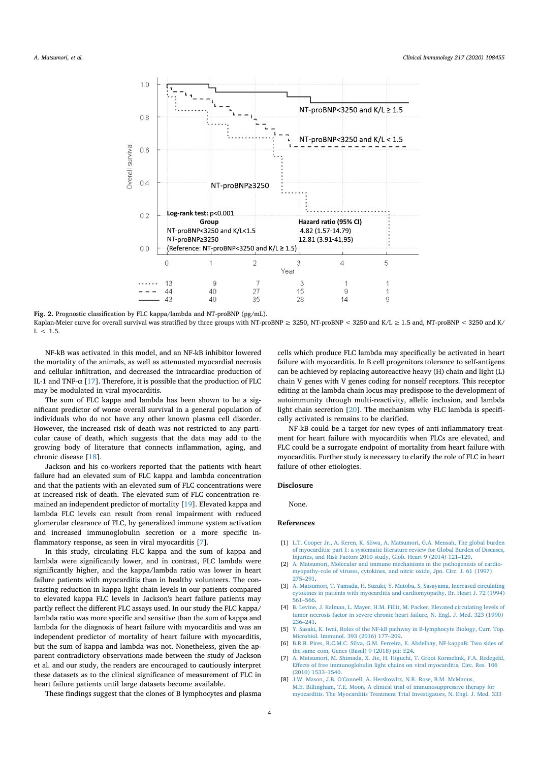**Fig. 2.** Prognostic classification by FLC kappa/lambda and NT-proBNP (pg/mL).
Kaplan-Meier curve for overall survival was stratified by three groups with NT-proBNP ≥ 3250, NT-proBNP < 3250 and K/L ≥ 1.5 and, NT-proBNP < 3250 and K/L < 1.5.

NF-kB was activated in this model, and an NF-kB inhibitor lowered the mortality of the animals, as well as attenuated myocardial necrosis and cellular infiltration, and decreased the intracardiac production of IL-1 and TNF-α [17]. Therefore, it is possible that the production of FLC may be modulated in viral myocarditis.

The sum of FLC kappa and lambda has been shown to be a significant predictor of worse overall survival in a general population of individuals who do not have any other known plasma cell disorder. However, the increased risk of death was not restricted to any particular cause of death, which suggests that the data may add to the growing body of literature that connects inflammation, aging, and chronic disease [18].

Jackson and his co-workers reported that the patients with heart failure had an elevated sum of FLC kappa and lambda concentration and that the patients with an elevated sum of FLC concentrations were at increased risk of death. The elevated sum of FLC concentration remained an independent predictor of mortality [19]. Elevated kappa and lambda FLC levels can result from renal impairment with reduced glomerular clearance of FLC, by generalized immune system activation and increased immunoglobulin secretion or a more specific inflammatory response, as seen in viral myocarditis [7].

In this study, circulating FLC kappa and the sum of kappa and lambda were significantly lower, and in contrast, FLC lambda were significantly higher, and the kappa/lambda ratio was lower in heart failure patients with myocarditis than in healthy volunteers. The contrasting reduction in kappa light chain levels in our patients compared to elevated kappa FLC levels in Jackson's heart failure patients may partly reflect the different FLC assays used. In our study the FLC kappa/lambda ratio was more specific and sensitive than the sum of kappa and lambda for the diagnosis of heart failure with myocarditis and was an independent predictor of mortality of heart failure with myocarditis, but the sum of kappa and lambda was not. Nonetheless, given the apparent contradictory observations made between the study of Jackson et al. and our study, the readers are encouraged to cautiously interpret these datasets as to the clinical significance of measurement of FLC in heart failure patients until large datasets become available.

These findings suggest that the clones of B lymphocytes and plasma cells which produce FLC lambda may specifically be activated in heart failure with myocarditis. In B cell progenitors tolerance to self-antigens can be achieved by replacing autoreactive heavy (H) chain and light (L) chain V genes with V genes coding for nonself receptors. This receptor editing at the lambda chain locus may predispose to the development of autoimmunity through multi-reactivity, allelic inclusion, and lambda light chain secretion [20]. The mechanism why FLC lambda is specifically activated is remains to be clarified.

NF-kB could be a target for new types of anti-inflammatory treatment for heart failure with myocarditis when FLCs are elevated, and FLC could be a surrogate endpoint of mortality from heart failure with myocarditis. Further study is necessary to clarify the role of FLC in heart failure of other etiologies.

## Disclosure

None.

## References

[1] L.T. Cooper Jr., A. Keren, K. Sliwa, A. Matsumori, G.A. Mensah, The global burden of myocarditis: part 1: a systematic literature review for Global Burden of Diseases, Injuries, and Risk Factors 2010 study, Glob. Heart 9 (2014) 121–129.

[2] A. Matsumori, Molecular and immune mechanisms in the pathogenesis of cardiomyopathy–role of viruses, cytokines, and nitric oxide, Jpn. Circ. J. 61 (1997) 275–291.

[3] A. Matsumori, T. Yamada, H. Suzuki, Y. Matoba, S. Sasayama, Increased circulating cytokines in patients with myocarditis and cardiomyopathy, Br. Heart J. 72 (1994) 561–566.

[4] B. Levine, J. Kalman, L. Mayer, H.M. Fillit, M. Packer, Elevated circulating levels of tumor necrosis factor in severe chronic heart failure, N. Engl. J. Med. 323 (1990) 236–241.

[5] Y. Sasaki, K. Iwai, Roles of the NF-kB pathway in B-lymphocyte Biology, Curr. Top. Microbiol. Immunol. 393 (2016) 177–209.

[6] B.R.B. Pires, R.C.M.C. Silva, G.M. Ferreira, E. Abdelhay, NF-kappaB: Two sides of the same coin, Genes (Basel) 9 (2018) pii: E24.

[7] A. Matsumori, M. Shimada, X. Jie, H. Higuchi, T. Groot Kormelink, F.A. Redegeld, Effects of free immunoglobulin light chains on viral myocarditis, Circ. Res. 106 (2010) 1533–1540.

[8] J.W. Mason, J.B. O'Connell, A. Herskowitz, N.R. Rose, B.M. McManus, M.E. Billingham, T.E. Moon, A clinical trial of immunosuppressive therapy for myocarditis. The Myocarditis Treatment Trial Investigators, N. Engl. J. Med. 333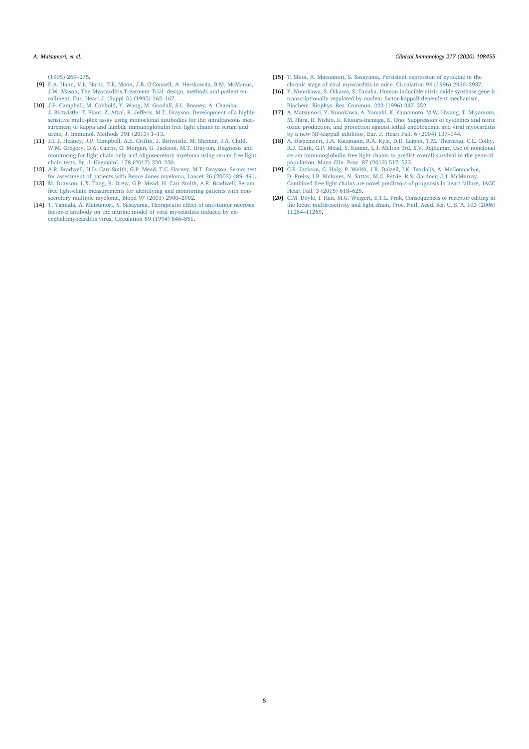(1995) 269–275.

[9] E.A. Hahn, V.L. Hartz, T.E. Moon, J.B. O'Connell, A. Herskowitz, B.M. McManus, J.W. Mason, The Myocarditis Treatment Trial: design, methods and patient enrollment, Eur. Heart J. (Suppl O) (1995) 162–167.

[10] J.P. Campbell, M. Cobbold, Y. Wang, M. Goodall, S.L. Bonney, A. Chamba, J. Birtwistle, T. Plant, Z. Afzal, R. Jefferis, M.T. Drayson, Development of a highly-sensitive multi-plex assay using monoclonal antibodies for the simultaneous measurement of kappa and lambda immunoglobulin free light chains in serum and urine, J. Immunol. Methods 391 (2013) 1–13.

[11] J.L.J. Heaney, J.P. Campbell, A.E. Griffin, J. Birtwistle, M. Shemar, J.A. Child, W.M. Gregory, D.A. Cairns, G. Morgan, G. Jackson, M.T. Drayson, Diagnosis and monitoring for light chain only and oligosecretory myeloma using serum free light chain tests, Br. J. Haematol. 178 (2017) 220–230.

[12] A.R. Bradwell, H.D. Carr-Smith, G.P. Mead, T.C. Harvey, M.T. Drayson, Serum test for assessment of patients with Bence Jones myeloma, Lancet 36 (2003) 489–491.

[13] M. Drayson, L.X. Tang, R. Drew, G.P. Mead, H. Carr-Smith, A.R. Bradwell, Serum free light-chain measurements for identifying and monitoring patients with non-secretory multiple myeloma, Blood 97 (2001) 2900–2902.

[14] T. Yamada, A. Matsumori, S. Sasayama, Therapeutic effect of anti-tumor necrosis factor-α antibody on the murine model of viral myocarditis induced by encephalomyocarditis virus, Circulation 89 (1994) 846–851.

[15] T. Shioi, A. Matsumori, S. Sasayama, Persistent expression of cytokine in the chronic stage of viral myocarditis in mice. Circulation 94 (1996) 2930–2937.

[16] Y. Nunokawa, S. Oikawa, S. Tanaka, Human inducible nitric oxide synthase gene is transcriptionally regulated by nuclear factor-kappaB dependent mechanism, Biochem. Biophys. Res. Commun. 223 (1996) 347–352.

[17] A. Matsumori, Y. Nunokawa, A. Yamaki, K. Yamamoto, M.W. Hwang, T. Miyamoto, M. Hara, R. Nishio, K. Kitaura-Inenaga, K. Ono, Suppression of cytokines and nitric oxide production, and protection against lethal endotoxemia and viral myocarditis by a new NF-kappaB inhibitor, Eur. J. Heart Fail. 6 (2004) 137–144.

[18] A. Dispenzieri, J.A. Katzmann, R.A. Kyle, D.R. Larson, T.M. Therneau, C.L. Colby, R.J. Clark, G.P. Mead, S. Kumar, L.J. Melton 3rd, S.V. Rajkumar, Use of nonclonal serum immunoglobulin free light chains to predict overall survival in the general population, Mayo Clin. Proc. 87 (2012) 517–523.

[19] C.E. Jackson, C. Haig, P. Welsh, J.R. Dalzell, I.K. Tsorlalis, A. McConnachie, D. Preiss, I.B. McInnes, N. Sattar, M.C. Petrie, R.S. Gardner, J.J. McMurray, Combined free light chains are novel predictors of prognosis in heart failure, JACC Heart Fail. 3 (2015) 618–625.

[20] C.M. Doyle, I. Han, M.G. Weigert, E.T.L. Prak, Consequences of receptor editing at the locus: multireactivity and light chain, Proc. Natl. Acad. Sci. U. S. A. 103 (2006) 11264–11269.